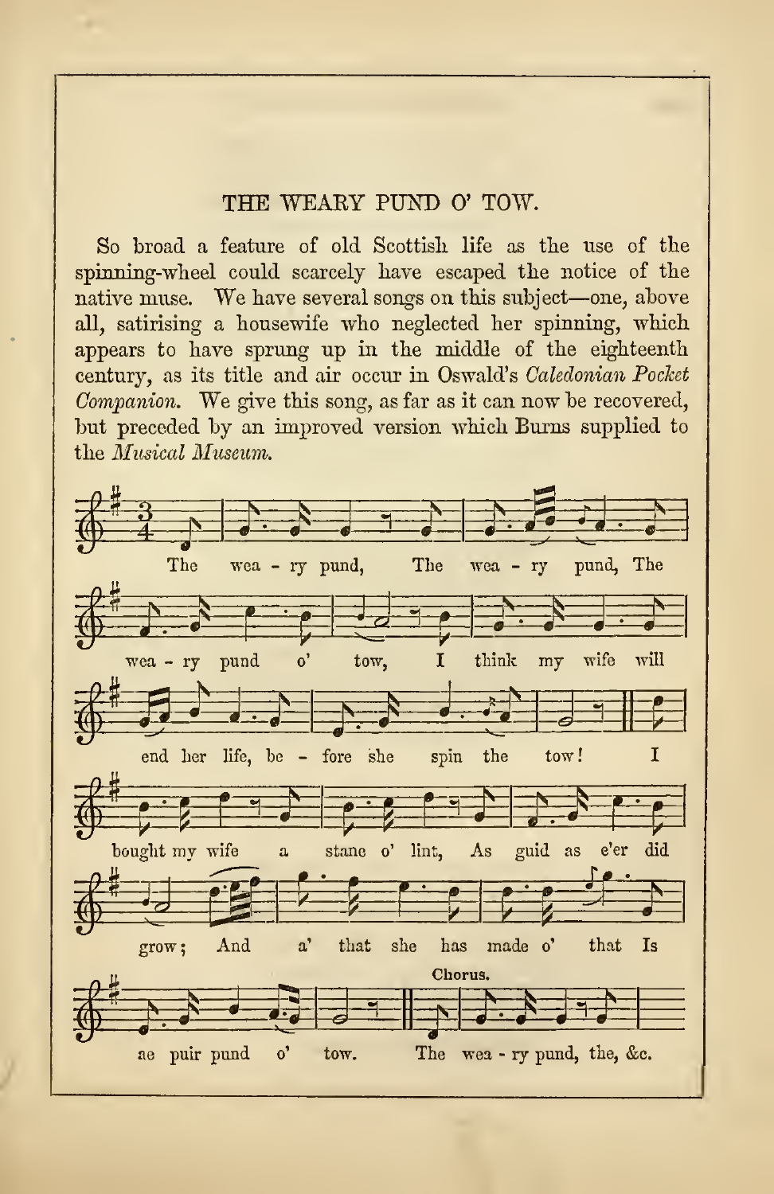## THE WEARY PUND O' TOW.

So broad a feature of old Scottish life as the use of the spinning-wheel could scarcely have escaped the notice of the native muse. We have several songs on this subject—one, above all, satirising a housewife who neglected her spinning, which appears to have sprung up in the middle of the eighteenth century, as its title and air occur in Oswald's *Caledonian Pocket Companion*. We give this song, as far as it can now be recovered, but preceded by an improved version which Burns supplied to the *Musical Museum*.

The wea - ry pund, The wea - ry pund, The wea - ry pund o' tow, I think my wife will end her life, be - fore she spin the tow! I bought my wife a stane o' lint, As guid as e'er did grow; And a' that she has made o' that Is ae puir pund o' tow.

Chorus.

The wea - ry pund, the, &c.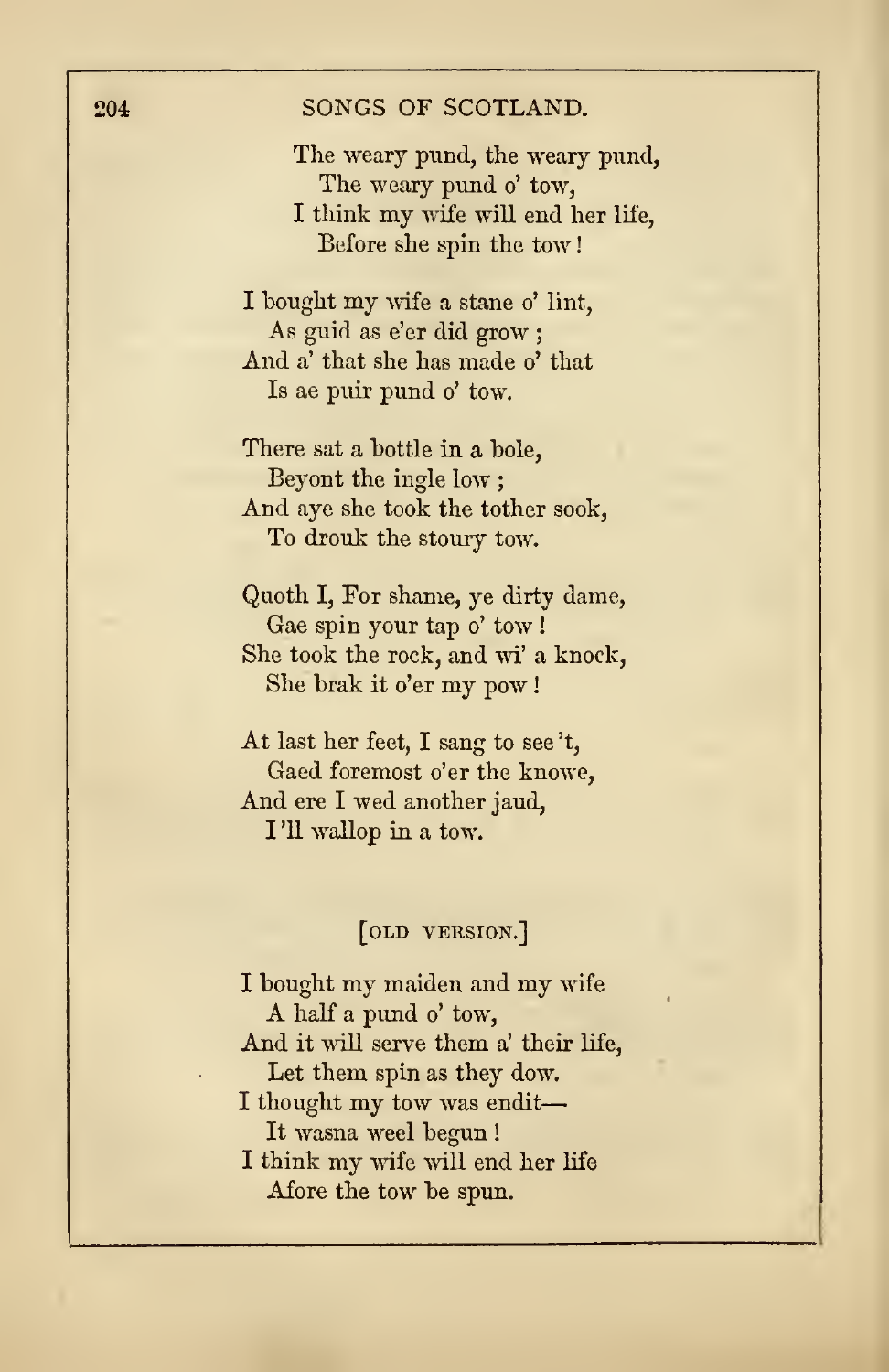The weary pund, the weary pund,  
The weary pund o' tow,  
I think my wife will end her life,  
Before she spin the tow!

I bought my wife a stane o' lint,  
As guid as e'er did grow;  
And a' that she has made o' that  
Is ae puir pund o' tow.

There sat a bottle in a bole,  
Beyont the ingle low;  
And aye she took the tother sook,  
To drouk the stoury tow.

Quoth I, For shame, ye dirty dame,  
Gae spin your tap o' tow!  
She took the rock, and wi' a knock,  
She brak it o'er my pow!

At last her feet, I sang to see 't,  
Gaed foremost o'er the knowe,  
And ere I wed another jaud,  
I 'll wallop in a tow.

[OLD VERSION.]

I bought my maiden and my wife  
A half a pund o' tow,  
And it will serve them a' their life,  
Let them spin as they dow.  
I thought my tow was endit—  
It wasna weel begun!  
I think my wife will end her life  
Afore the tow be spun.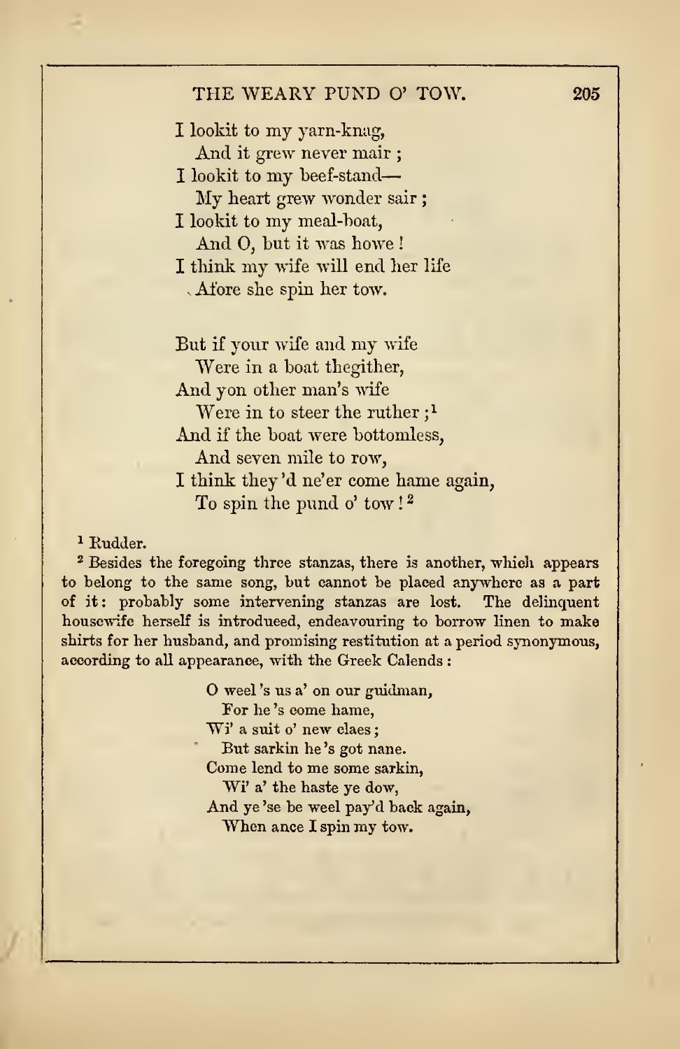I lookit to my yarn-knag,
  And it grew never mair;
I lookit to my beef-stand—
  My heart grew wonder sair;
I lookit to my meal-boat,
  And O, but it was howe!
I think my wife will end her life
  Afore she spin her tow.

But if your wife and my wife
  Were in a boat thegither,
And yon other man's wife
  Were in to steer the ruther;[1]
And if the boat were bottomless,
  And seven mile to row,
I think they'd ne'er come hame again,
  To spin the pund o' tow![2]

[1] Rudder.

[2] Besides the foregoing three stanzas, there is another, which appears to belong to the same song, but cannot be placed anywhere as a part of it: probably some intervening stanzas are lost. The delinquent housewife herself is introduced, endeavouring to borrow linen to make shirts for her husband, and promising restitution at a period synonymous, according to all appearance, with the Greek Calends:

> O weel's us a' on our guidman,
>   For he's come hame,
> Wi' a suit o' new claes;
>   But sarkin he's got nane.
> Come lend to me some sarkin,
>   Wi' a' the haste ye dow,
> And ye'se be weel pay'd back again,
>   When ance I spin my tow.